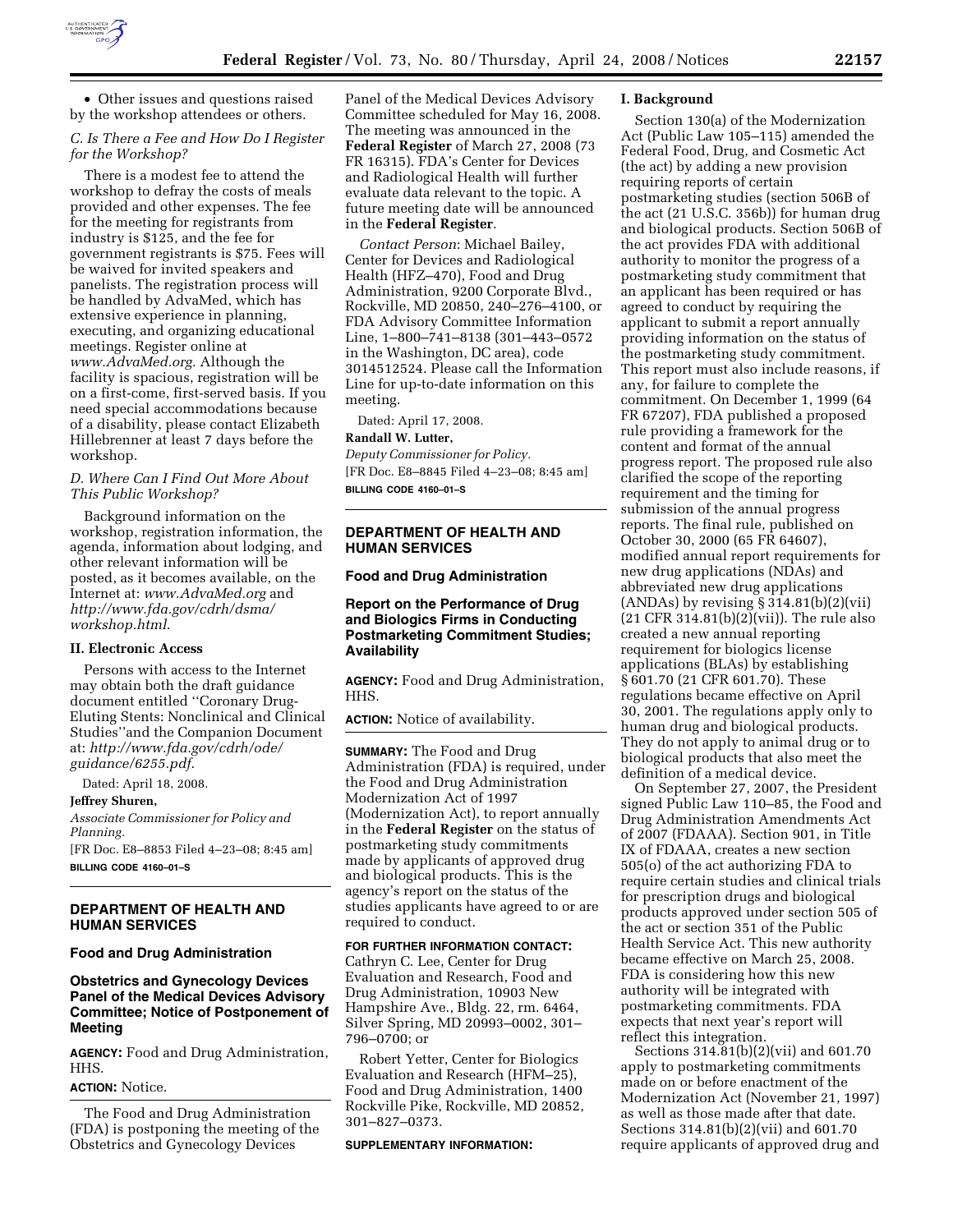- Other issues and questions raised by the workshop attendees or others.

### *C. Is There a Fee and How Do I Register for the Workshop?*

There is a modest fee to attend the workshop to defray the costs of meals provided and other expenses. The fee for the meeting for registrants from industry is $125, and the fee for government registrants is $75. Fees will be waived for invited speakers and panelists. The registration process will be handled by AdvaMed, which has extensive experience in planning, executing, and organizing educational meetings. Register online at *www.AdvaMed.org*. Although the facility is spacious, registration will be on a first-come, first-served basis. If you need special accommodations because of a disability, please contact Elizabeth Hillebrenner at least 7 days before the workshop.

### *D. Where Can I Find Out More About This Public Workshop?*

Background information on the workshop, registration information, the agenda, information about lodging, and other relevant information will be posted, as it becomes available, on the Internet at: *www.AdvaMed.org* and *http://www.fda.gov/cdrh/dsma/workshop.html*.

## II. Electronic Access

Persons with access to the Internet may obtain both the draft guidance document entitled ''Coronary Drug-Eluting Stents: Nonclinical and Clinical Studies''and the Companion Document at: *http://www.fda.gov/cdrh/ode/guidance/6255.pdf*.

Dated: April 18, 2008.

**Jeffrey Shuren,**

*Associate Commissioner for Policy and Planning.*

[FR Doc. E8–8853 Filed 4–23–08; 8:45 am]

**BILLING CODE 4160–01–S**

---

## DEPARTMENT OF HEALTH AND HUMAN SERVICES

### Food and Drug Administration

### Obstetrics and Gynecology Devices Panel of the Medical Devices Advisory Committee; Notice of Postponement of Meeting

**AGENCY:** Food and Drug Administration, HHS.

**ACTION:** Notice.

The Food and Drug Administration (FDA) is postponing the meeting of the Obstetrics and Gynecology Devices Panel of the Medical Devices Advisory Committee scheduled for May 16, 2008. The meeting was announced in the **Federal Register** of March 27, 2008 (73 FR 16315). FDA's Center for Devices and Radiological Health will further evaluate data relevant to the topic. A future meeting date will be announced in the **Federal Register**.

*Contact Person*: Michael Bailey, Center for Devices and Radiological Health (HFZ–470), Food and Drug Administration, 9200 Corporate Blvd., Rockville, MD 20850, 240–276–4100, or FDA Advisory Committee Information Line, 1–800–741–8138 (301–443–0572 in the Washington, DC area), code 3014512524. Please call the Information Line for up-to-date information on this meeting.

Dated: April 17, 2008.

**Randall W. Lutter,**

*Deputy Commissioner for Policy.*

[FR Doc. E8–8845 Filed 4–23–08; 8:45 am]

**BILLING CODE 4160–01–S**

---

## DEPARTMENT OF HEALTH AND HUMAN SERVICES

### Food and Drug Administration

### Report on the Performance of Drug and Biologics Firms in Conducting Postmarketing Commitment Studies; Availability

**AGENCY:** Food and Drug Administration, HHS.

**ACTION:** Notice of availability.

**SUMMARY:** The Food and Drug Administration (FDA) is required, under the Food and Drug Administration Modernization Act of 1997 (Modernization Act), to report annually in the **Federal Register** on the status of postmarketing study commitments made by applicants of approved drug and biological products. This is the agency's report on the status of the studies applicants have agreed to or are required to conduct.

**FOR FURTHER INFORMATION CONTACT:** Cathryn C. Lee, Center for Drug Evaluation and Research, Food and Drug Administration, 10903 New Hampshire Ave., Bldg. 22, rm. 6464, Silver Spring, MD 20993–0002, 301–796–0700; or

Robert Yetter, Center for Biologics Evaluation and Research (HFM–25), Food and Drug Administration, 1400 Rockville Pike, Rockville, MD 20852, 301–827–0373.

**SUPPLEMENTARY INFORMATION:**

## I. Background

Section 130(a) of the Modernization Act (Public Law 105–115) amended the Federal Food, Drug, and Cosmetic Act (the act) by adding a new provision requiring reports of certain postmarketing studies (section 506B of the act (21 U.S.C. 356b)) for human drug and biological products. Section 506B of the act provides FDA with additional authority to monitor the progress of a postmarketing study commitment that an applicant has been required or has agreed to conduct by requiring the applicant to submit a report annually providing information on the status of the postmarketing study commitment. This report must also include reasons, if any, for failure to complete the commitment. On December 1, 1999 (64 FR 67207), FDA published a proposed rule providing a framework for the content and format of the annual progress report. The proposed rule also clarified the scope of the reporting requirement and the timing for submission of the annual progress reports. The final rule, published on October 30, 2000 (65 FR 64607), modified annual report requirements for new drug applications (NDAs) and abbreviated new drug applications (ANDAs) by revising § 314.81(b)(2)(vii) (21 CFR 314.81(b)(2)(vii)). The rule also created a new annual reporting requirement for biologics license applications (BLAs) by establishing § 601.70 (21 CFR 601.70). These regulations became effective on April 30, 2001. The regulations apply only to human drug and biological products. They do not apply to animal drug or to biological products that also meet the definition of a medical device.

On September 27, 2007, the President signed Public Law 110–85, the Food and Drug Administration Amendments Act of 2007 (FDAAA). Section 901, in Title IX of FDAAA, creates a new section 505(o) of the act authorizing FDA to require certain studies and clinical trials for prescription drugs and biological products approved under section 505 of the act or section 351 of the Public Health Service Act. This new authority became effective on March 25, 2008. FDA is considering how this new authority will be integrated with postmarketing commitments. FDA expects that next year's report will reflect this integration.

Sections 314.81(b)(2)(vii) and 601.70 apply to postmarketing commitments made on or before enactment of the Modernization Act (November 21, 1997) as well as those made after that date. Sections 314.81(b)(2)(vii) and 601.70 require applicants of approved drug and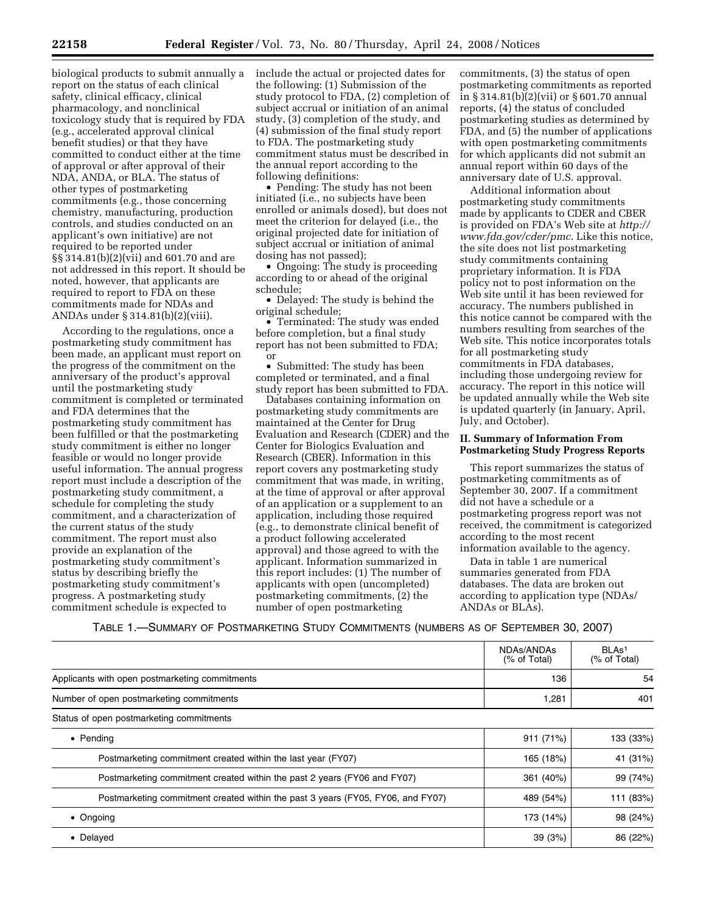biological products to submit annually a report on the status of each clinical safety, clinical efficacy, clinical pharmacology, and nonclinical toxicology study that is required by FDA (e.g., accelerated approval clinical benefit studies) or that they have committed to conduct either at the time of approval or after approval of their NDA, ANDA, or BLA. The status of other types of postmarketing commitments (e.g., those concerning chemistry, manufacturing, production controls, and studies conducted on an applicant's own initiative) are not required to be reported under §§ 314.81(b)(2)(vii) and 601.70 and are not addressed in this report. It should be noted, however, that applicants are required to report to FDA on these commitments made for NDAs and ANDAs under § 314.81(b)(2)(viii).

According to the regulations, once a postmarketing study commitment has been made, an applicant must report on the progress of the commitment on the anniversary of the product's approval until the postmarketing study commitment is completed or terminated and FDA determines that the postmarketing study commitment has been fulfilled or that the postmarketing study commitment is either no longer feasible or would no longer provide useful information. The annual progress report must include a description of the postmarketing study commitment, a schedule for completing the study commitment, and a characterization of the current status of the study commitment. The report must also provide an explanation of the postmarketing study commitment's status by describing briefly the postmarketing study commitment's progress. A postmarketing study commitment schedule is expected to include the actual or projected dates for the following: (1) Submission of the study protocol to FDA, (2) completion of subject accrual or initiation of an animal study, (3) completion of the study, and (4) submission of the final study report to FDA. The postmarketing study commitment status must be described in the annual report according to the following definitions:

- Pending: The study has not been initiated (i.e., no subjects have been enrolled or animals dosed), but does not meet the criterion for delayed (i.e., the original projected date for initiation of subject accrual or initiation of animal dosing has not passed);
- Ongoing: The study is proceeding according to or ahead of the original schedule;
- Delayed: The study is behind the original schedule;
- Terminated: The study was ended before completion, but a final study report has not been submitted to FDA; or
- Submitted: The study has been completed or terminated, and a final study report has been submitted to FDA.

Databases containing information on postmarketing study commitments are maintained at the Center for Drug Evaluation and Research (CDER) and the Center for Biologics Evaluation and Research (CBER). Information in this report covers any postmarketing study commitment that was made, in writing, at the time of approval or after approval of an application or a supplement to an application, including those required (e.g., to demonstrate clinical benefit of a product following accelerated approval) and those agreed to with the applicant. Information summarized in this report includes: (1) The number of applicants with open (uncompleted) postmarketing commitments, (2) the number of open postmarketing commitments, (3) the status of open postmarketing commitments as reported in § 314.81(b)(2)(vii) or § 601.70 annual reports, (4) the status of concluded postmarketing studies as determined by FDA, and (5) the number of applications with open postmarketing commitments for which applicants did not submit an annual report within 60 days of the anniversary date of U.S. approval.

Additional information about postmarketing study commitments made by applicants to CDER and CBER is provided on FDA's Web site at *http://www.fda.gov/cder/pmc*. Like this notice, the site does not list postmarketing study commitments containing proprietary information. It is FDA policy not to post information on the Web site until it has been reviewed for accuracy. The numbers published in this notice cannot be compared with the numbers resulting from searches of the Web site. This notice incorporates totals for all postmarketing study commitments in FDA databases, including those undergoing review for accuracy. The report in this notice will be updated annually while the Web site is updated quarterly (in January, April, July, and October).

## II. Summary of Information From Postmarketing Study Progress Reports

This report summarizes the status of postmarketing commitments as of September 30, 2007. If a commitment did not have a schedule or a postmarketing progress report was not received, the commitment is categorized according to the most recent information available to the agency.

Data in table 1 are numerical summaries generated from FDA databases. The data are broken out according to application type (NDAs/ANDAs or BLAs).

TABLE 1.—SUMMARY OF POSTMARKETING STUDY COMMITMENTS (NUMBERS AS OF SEPTEMBER 30, 2007)

| | NDAs/ANDAs (% of Total) | BLAs[1] (% of Total) |
|---|---|---|
| Applicants with open postmarketing commitments | 136 | 54 |
| Number of open postmarketing commitments | 1,281 | 401 |
| Status of open postmarketing commitments | | |
| • Pending | 911 (71%) | 133 (33%) |
| Postmarketing commitment created within the last year (FY07) | 165 (18%) | 41 (31%) |
| Postmarketing commitment created within the past 2 years (FY06 and FY07) | 361 (40%) | 99 (74%) |
| Postmarketing commitment created within the past 3 years (FY05, FY06, and FY07) | 489 (54%) | 111 (83%) |
| • Ongoing | 173 (14%) | 98 (24%) |
| • Delayed | 39 (3%) | 86 (22%) |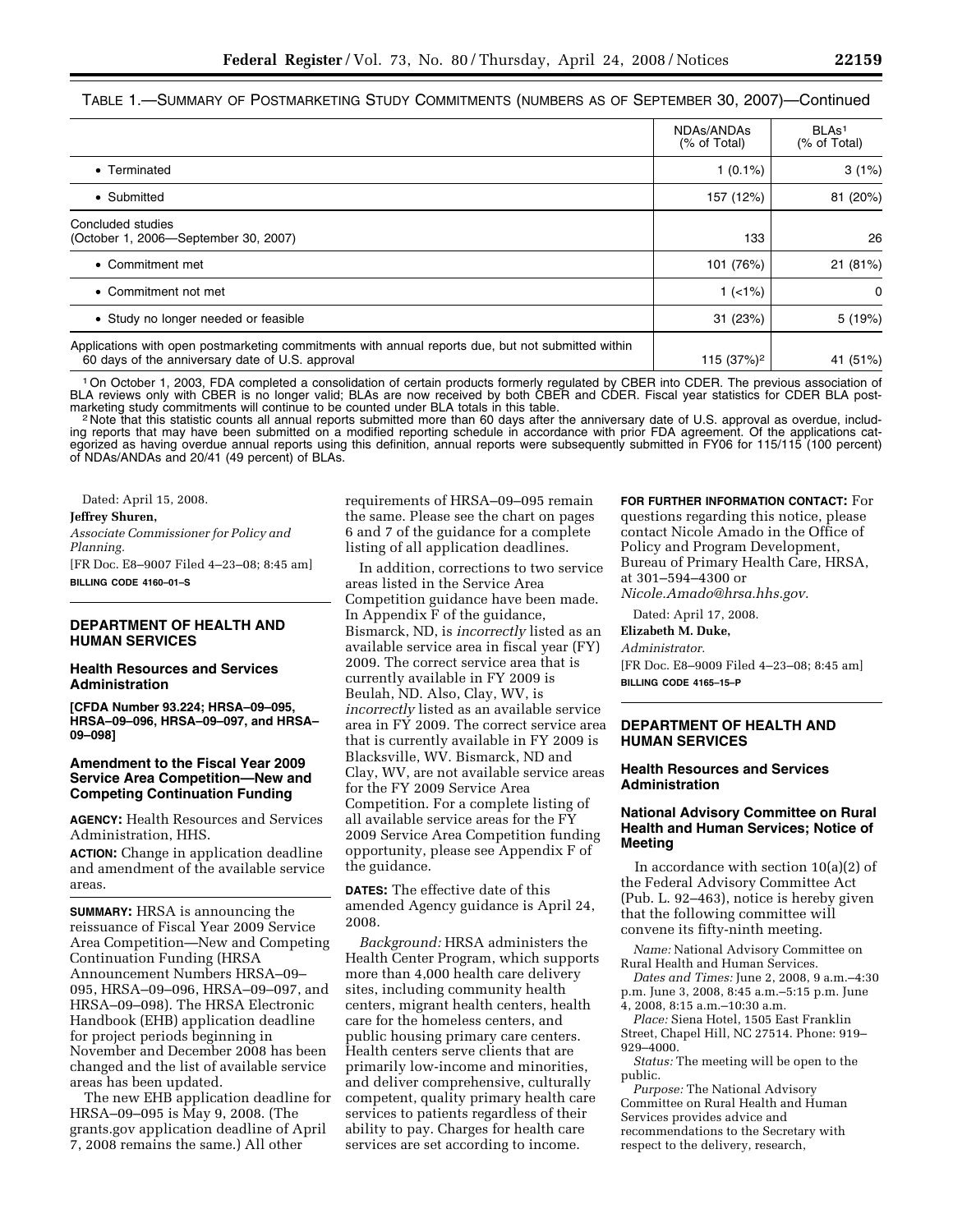TABLE 1.—SUMMARY OF POSTMARKETING STUDY COMMITMENTS (NUMBERS AS OF SEPTEMBER 30, 2007)—Continued

| | NDAs/ANDAs (% of Total) | BLAs[1] (% of Total) |
|---|---|---|
| • Terminated | 1 (0.1%) | 3 (1%) |
| • Submitted | 157 (12%) | 81 (20%) |
| Concluded studies (October 1, 2006—September 30, 2007) | 133 | 26 |
| • Commitment met | 101 (76%) | 21 (81%) |
| • Commitment not met | 1 (<1%) | 0 |
| • Study no longer needed or feasible | 31 (23%) | 5 (19%) |
| Applications with open postmarketing commitments with annual reports due, but not submitted within 60 days of the anniversary date of U.S. approval | 115 (37%)[2] | 41 (51%) |

[1] On October 1, 2003, FDA completed a consolidation of certain products formerly regulated by CBER into CDER. The previous association of BLA reviews only with CBER is no longer valid; BLAs are now received by both CBER and CDER. Fiscal year statistics for CDER BLA postmarketing study commitments will continue to be counted under BLA totals in this table.

[2] Note that this statistic counts all annual reports submitted more than 60 days after the anniversary date of U.S. approval as overdue, including reports that may have been submitted on a modified reporting schedule in accordance with prior FDA agreement. Of the applications categorized as having overdue annual reports using this definition, annual reports were subsequently submitted in FY06 for 115/115 (100 percent) of NDAs/ANDAs and 20/41 (49 percent) of BLAs.

Dated: April 15, 2008.

**Jeffrey Shuren,**

*Associate Commissioner for Policy and Planning.*

[FR Doc. E8–9007 Filed 4–23–08; 8:45 am]

**BILLING CODE 4160–01–S**

## DEPARTMENT OF HEALTH AND HUMAN SERVICES

### Health Resources and Services Administration

**[CFDA Number 93.224; HRSA–09–095, HRSA–09–096, HRSA–09–097, and HRSA–09–098]**

### Amendment to the Fiscal Year 2009 Service Area Competition—New and Competing Continuation Funding

**AGENCY:** Health Resources and Services Administration, HHS.

**ACTION:** Change in application deadline and amendment of the available service areas.

**SUMMARY:** HRSA is announcing the reissuance of Fiscal Year 2009 Service Area Competition—New and Competing Continuation Funding (HRSA Announcement Numbers HRSA–09–095, HRSA–09–096, HRSA–09–097, and HRSA–09–098). The HRSA Electronic Handbook (EHB) application deadline for project periods beginning in November and December 2008 has been changed and the list of available service areas has been updated.

The new EHB application deadline for HRSA–09–095 is May 9, 2008. (The grants.gov application deadline of April 7, 2008 remains the same.) All other requirements of HRSA–09–095 remain the same. Please see the chart on pages 6 and 7 of the guidance for a complete listing of all application deadlines.

In addition, corrections to two service areas listed in the Service Area Competition guidance have been made. In Appendix F of the guidance, Bismarck, ND, is *incorrectly* listed as an available service area in fiscal year (FY) 2009. The correct service area that is currently available in FY 2009 is Beulah, ND. Also, Clay, WV, is *incorrectly* listed as an available service area in FY 2009. The correct service area that is currently available in FY 2009 is Blacksville, WV. Bismarck, ND and Clay, WV, are not available service areas for the FY 2009 Service Area Competition. For a complete listing of all available service areas for the FY 2009 Service Area Competition funding opportunity, please see Appendix F of the guidance.

**DATES:** The effective date of this amended Agency guidance is April 24, 2008.

*Background:* HRSA administers the Health Center Program, which supports more than 4,000 health care delivery sites, including community health centers, migrant health centers, health care for the homeless centers, and public housing primary care centers. Health centers serve clients that are primarily low-income and minorities, and deliver comprehensive, culturally competent, quality primary health care services to patients regardless of their ability to pay. Charges for health care services are set according to income.

**FOR FURTHER INFORMATION CONTACT:** For questions regarding this notice, please contact Nicole Amado in the Office of Policy and Program Development, Bureau of Primary Health Care, HRSA, at 301–594–4300 or *Nicole.Amado@hrsa.hhs.gov.*

Dated: April 17, 2008.

**Elizabeth M. Duke,**

*Administrator.*

[FR Doc. E8–9009 Filed 4–23–08; 8:45 am]

**BILLING CODE 4165–15–P**

## DEPARTMENT OF HEALTH AND HUMAN SERVICES

### Health Resources and Services Administration

### National Advisory Committee on Rural Health and Human Services; Notice of Meeting

In accordance with section 10(a)(2) of the Federal Advisory Committee Act (Pub. L. 92–463), notice is hereby given that the following committee will convene its fifty-ninth meeting.

*Name:* National Advisory Committee on Rural Health and Human Services.

*Dates and Times:* June 2, 2008, 9 a.m.–4:30 p.m. June 3, 2008, 8:45 a.m.–5:15 p.m. June 4, 2008, 8:15 a.m.–10:30 a.m.

*Place:* Siena Hotel, 1505 East Franklin Street, Chapel Hill, NC 27514. Phone: 919–929–4000.

*Status:* The meeting will be open to the public.

*Purpose:* The National Advisory Committee on Rural Health and Human Services provides advice and recommendations to the Secretary with respect to the delivery, research,